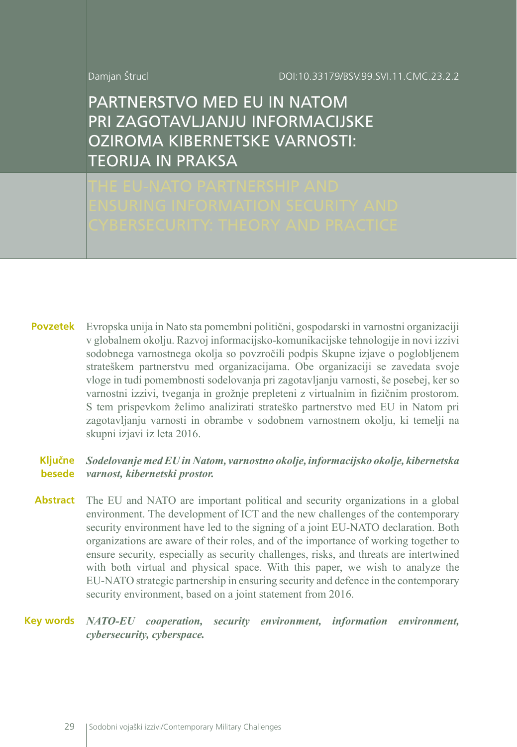Damjan Štrucl

DOI:10.33179/BSV.99.SVI.11.CMC.23.2.2

# PARTNERSTVO MED EU IN NATOM PRI ZAGOTAVLJANJU INFORMACIJSKE OZIROMA KIBERNETSKE VARNOSTI: TEORIJA IN PRAKSA

# THE EU-NATO PARTNERSHIP AND ENSURING INFORMATION SECURITY AND CYBERSECURITY: THEORY AND PRACTICE

**Povzetek** Evropska unija in Nato sta pomembni politični, gospodarski in varnostni organizaciji v globalnem okolju. Razvoj informacijsko-komunikacijske tehnologije in novi izzivi sodobnega varnostnega okolja so povzročili podpis Skupne izjave o poglobljenem strateškem partnerstvu med organizacijama. Obe organizaciji se zavedata svoje vloge in tudi pomembnosti sodelovanja pri zagotavljanju varnosti, še posebej, ker so varnostni izzivi, tveganja in grožnje prepleteni z virtualnim in fizičnim prostorom. S tem prispevkom želimo analizirati strateško partnerstvo med EU in Natom pri zagotavljanju varnosti in obrambe v sodobnem varnostnem okolju, ki temelji na skupni izjavi iz leta 2016.

**Ključne besede** ***Sodelovanje med EU in Natom, varnostno okolje, informacijsko okolje, kibernetska varnost, kibernetski prostor.***

**Abstract** The EU and NATO are important political and security organizations in a global environment. The development of ICT and the new challenges of the contemporary security environment have led to the signing of a joint EU-NATO declaration. Both organizations are aware of their roles, and of the importance of working together to ensure security, especially as security challenges, risks, and threats are intertwined with both virtual and physical space. With this paper, we wish to analyze the EU-NATO strategic partnership in ensuring security and defence in the contemporary security environment, based on a joint statement from 2016.

**Key words** ***NATO-EU cooperation, security environment, information environment, cybersecurity, cyberspace.***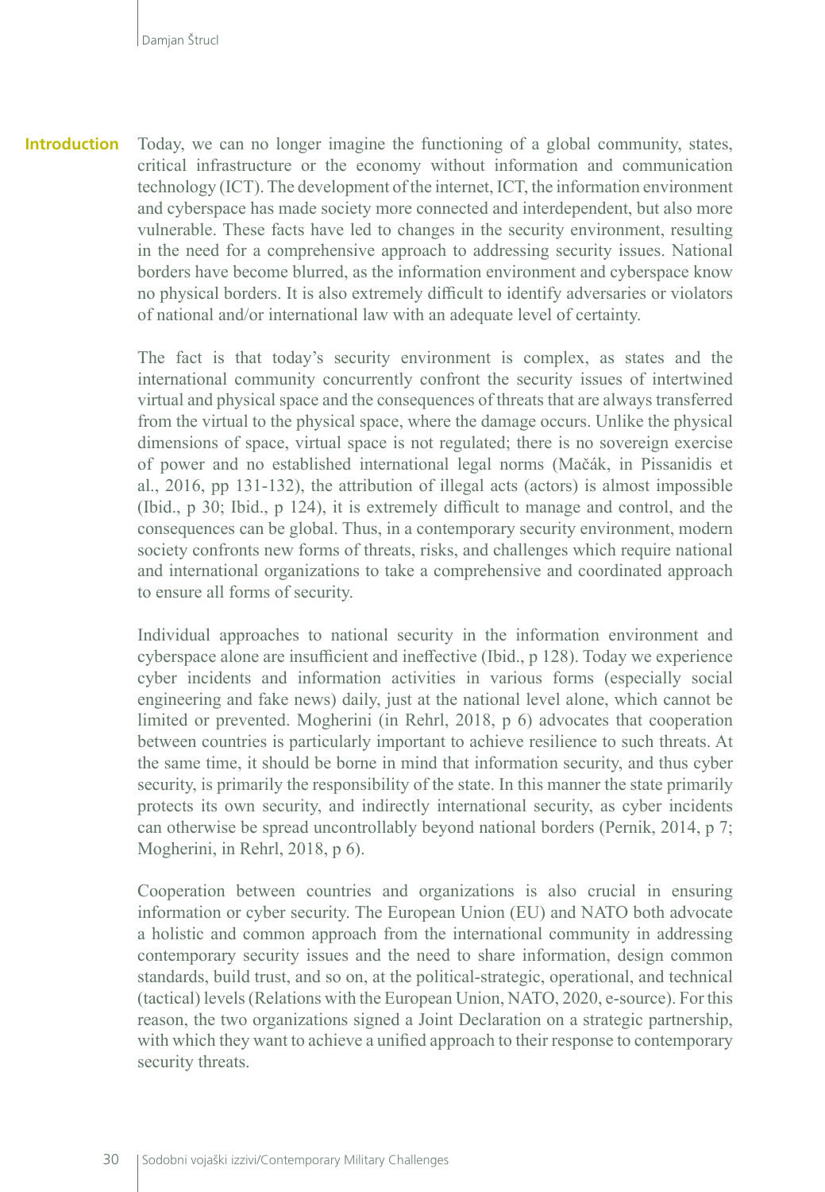# Introduction

Today, we can no longer imagine the functioning of a global community, states, critical infrastructure or the economy without information and communication technology (ICT). The development of the internet, ICT, the information environment and cyberspace has made society more connected and interdependent, but also more vulnerable. These facts have led to changes in the security environment, resulting in the need for a comprehensive approach to addressing security issues. National borders have become blurred, as the information environment and cyberspace know no physical borders. It is also extremely difficult to identify adversaries or violators of national and/or international law with an adequate level of certainty.

The fact is that today's security environment is complex, as states and the international community concurrently confront the security issues of intertwined virtual and physical space and the consequences of threats that are always transferred from the virtual to the physical space, where the damage occurs. Unlike the physical dimensions of space, virtual space is not regulated; there is no sovereign exercise of power and no established international legal norms (Mačák, in Pissanidis et al., 2016, pp 131-132), the attribution of illegal acts (actors) is almost impossible (Ibid., p 30; Ibid., p 124), it is extremely difficult to manage and control, and the consequences can be global. Thus, in a contemporary security environment, modern society confronts new forms of threats, risks, and challenges which require national and international organizations to take a comprehensive and coordinated approach to ensure all forms of security.

Individual approaches to national security in the information environment and cyberspace alone are insufficient and ineffective (Ibid., p 128). Today we experience cyber incidents and information activities in various forms (especially social engineering and fake news) daily, just at the national level alone, which cannot be limited or prevented. Mogherini (in Rehrl, 2018, p 6) advocates that cooperation between countries is particularly important to achieve resilience to such threats. At the same time, it should be borne in mind that information security, and thus cyber security, is primarily the responsibility of the state. In this manner the state primarily protects its own security, and indirectly international security, as cyber incidents can otherwise be spread uncontrollably beyond national borders (Pernik, 2014, p 7; Mogherini, in Rehrl, 2018, p 6).

Cooperation between countries and organizations is also crucial in ensuring information or cyber security. The European Union (EU) and NATO both advocate a holistic and common approach from the international community in addressing contemporary security issues and the need to share information, design common standards, build trust, and so on, at the political-strategic, operational, and technical (tactical) levels (Relations with the European Union, NATO, 2020, e-source). For this reason, the two organizations signed a Joint Declaration on a strategic partnership, with which they want to achieve a unified approach to their response to contemporary security threats.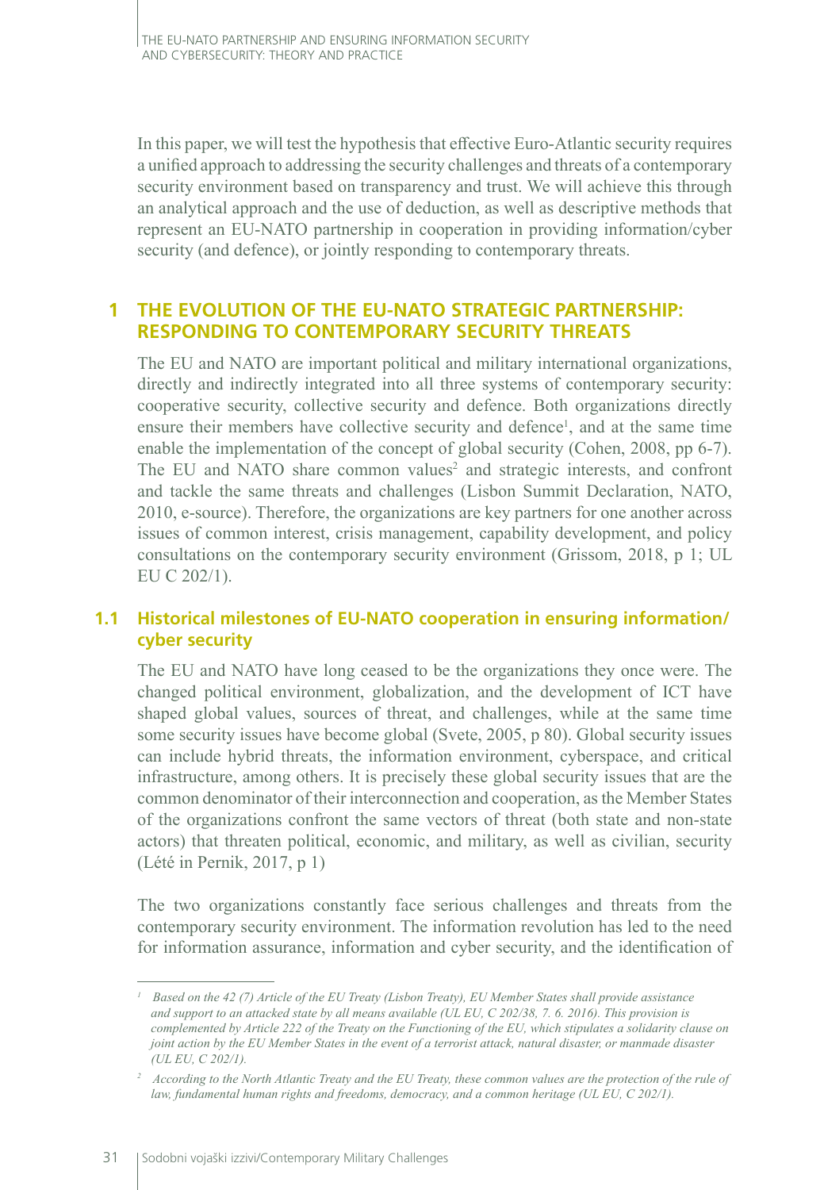In this paper, we will test the hypothesis that effective Euro-Atlantic security requires a unified approach to addressing the security challenges and threats of a contemporary security environment based on transparency and trust. We will achieve this through an analytical approach and the use of deduction, as well as descriptive methods that represent an EU-NATO partnership in cooperation in providing information/cyber security (and defence), or jointly responding to contemporary threats.

## 1 THE EVOLUTION OF THE EU-NATO STRATEGIC PARTNERSHIP: RESPONDING TO CONTEMPORARY SECURITY THREATS

The EU and NATO are important political and military international organizations, directly and indirectly integrated into all three systems of contemporary security: cooperative security, collective security and defence. Both organizations directly ensure their members have collective security and defence[1], and at the same time enable the implementation of the concept of global security (Cohen, 2008, pp 6-7). The EU and NATO share common values[2] and strategic interests, and confront and tackle the same threats and challenges (Lisbon Summit Declaration, NATO, 2010, e-source). Therefore, the organizations are key partners for one another across issues of common interest, crisis management, capability development, and policy consultations on the contemporary security environment (Grissom, 2018, p 1; UL EU C 202/1).

### 1.1 Historical milestones of EU-NATO cooperation in ensuring information/cyber security

The EU and NATO have long ceased to be the organizations they once were. The changed political environment, globalization, and the development of ICT have shaped global values, sources of threat, and challenges, while at the same time some security issues have become global (Svete, 2005, p 80). Global security issues can include hybrid threats, the information environment, cyberspace, and critical infrastructure, among others. It is precisely these global security issues that are the common denominator of their interconnection and cooperation, as the Member States of the organizations confront the same vectors of threat (both state and non-state actors) that threaten political, economic, and military, as well as civilian, security (Lété in Pernik, 2017, p 1)

The two organizations constantly face serious challenges and threats from the contemporary security environment. The information revolution has led to the need for information assurance, information and cyber security, and the identification of

---

*[1] Based on the 42 (7) Article of the EU Treaty (Lisbon Treaty), EU Member States shall provide assistance and support to an attacked state by all means available (UL EU, C 202/38, 7. 6. 2016). This provision is complemented by Article 222 of the Treaty on the Functioning of the EU, which stipulates a solidarity clause on joint action by the EU Member States in the event of a terrorist attack, natural disaster, or manmade disaster (UL EU, C 202/1).*

*[2] According to the North Atlantic Treaty and the EU Treaty, these common values are the protection of the rule of law, fundamental human rights and freedoms, democracy, and a common heritage (UL EU, C 202/1).*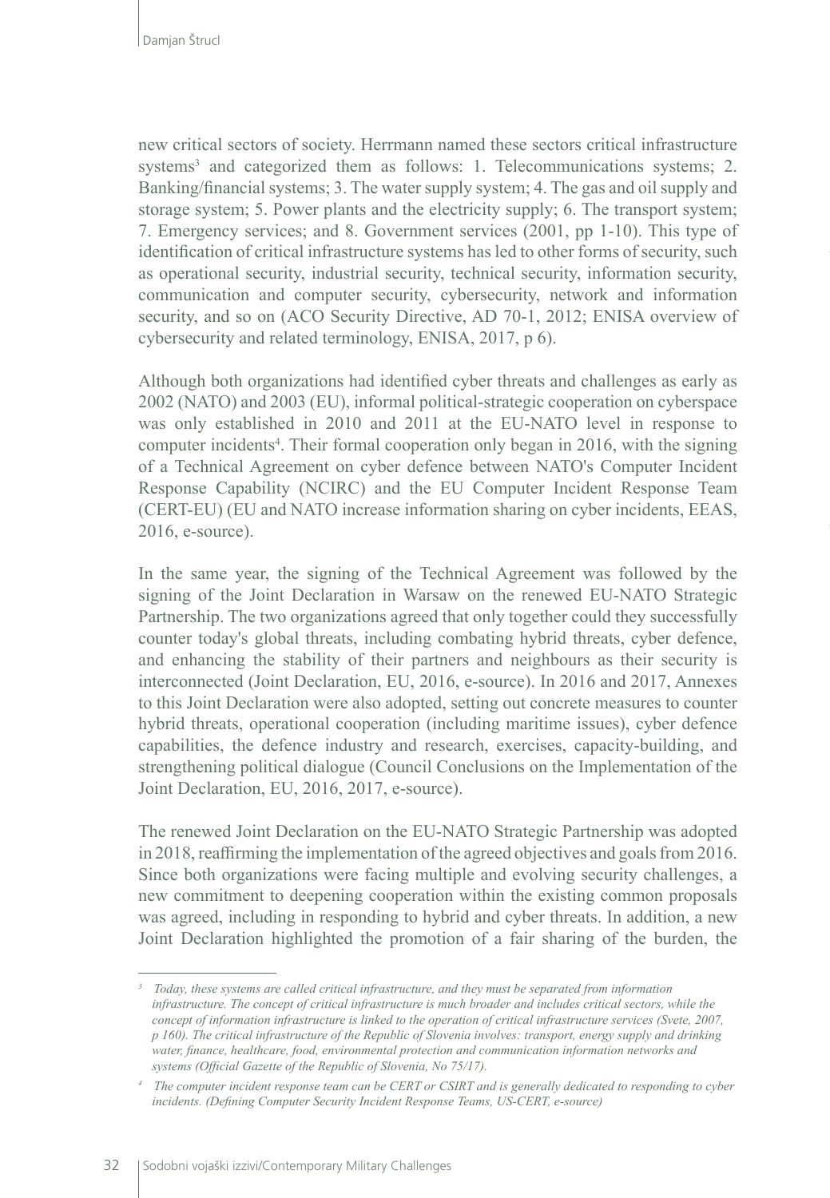new critical sectors of society. Herrmann named these sectors critical infrastructure systems[3] and categorized them as follows: 1. Telecommunications systems; 2. Banking/financial systems; 3. The water supply system; 4. The gas and oil supply and storage system; 5. Power plants and the electricity supply; 6. The transport system; 7. Emergency services; and 8. Government services (2001, pp 1-10). This type of identification of critical infrastructure systems has led to other forms of security, such as operational security, industrial security, technical security, information security, communication and computer security, cybersecurity, network and information security, and so on (ACO Security Directive, AD 70-1, 2012; ENISA overview of cybersecurity and related terminology, ENISA, 2017, p 6).

Although both organizations had identified cyber threats and challenges as early as 2002 (NATO) and 2003 (EU), informal political-strategic cooperation on cyberspace was only established in 2010 and 2011 at the EU-NATO level in response to computer incidents[4]. Their formal cooperation only began in 2016, with the signing of a Technical Agreement on cyber defence between NATO's Computer Incident Response Capability (NCIRC) and the EU Computer Incident Response Team (CERT-EU) (EU and NATO increase information sharing on cyber incidents, EEAS, 2016, e-source).

In the same year, the signing of the Technical Agreement was followed by the signing of the Joint Declaration in Warsaw on the renewed EU-NATO Strategic Partnership. The two organizations agreed that only together could they successfully counter today's global threats, including combating hybrid threats, cyber defence, and enhancing the stability of their partners and neighbours as their security is interconnected (Joint Declaration, EU, 2016, e-source). In 2016 and 2017, Annexes to this Joint Declaration were also adopted, setting out concrete measures to counter hybrid threats, operational cooperation (including maritime issues), cyber defence capabilities, the defence industry and research, exercises, capacity-building, and strengthening political dialogue (Council Conclusions on the Implementation of the Joint Declaration, EU, 2016, 2017, e-source).

The renewed Joint Declaration on the EU-NATO Strategic Partnership was adopted in 2018, reaffirming the implementation of the agreed objectives and goals from 2016. Since both organizations were facing multiple and evolving security challenges, a new commitment to deepening cooperation within the existing common proposals was agreed, including in responding to hybrid and cyber threats. In addition, a new Joint Declaration highlighted the promotion of a fair sharing of the burden, the

---

[3] *Today, these systems are called critical infrastructure, and they must be separated from information infrastructure. The concept of critical infrastructure is much broader and includes critical sectors, while the concept of information infrastructure is linked to the operation of critical infrastructure services (Svete, 2007, p 160). The critical infrastructure of the Republic of Slovenia involves: transport, energy supply and drinking water, finance, healthcare, food, environmental protection and communication information networks and systems (Official Gazette of the Republic of Slovenia, No 75/17).*

[4] *The computer incident response team can be CERT or CSIRT and is generally dedicated to responding to cyber incidents. (Defining Computer Security Incident Response Teams, US-CERT, e-source)*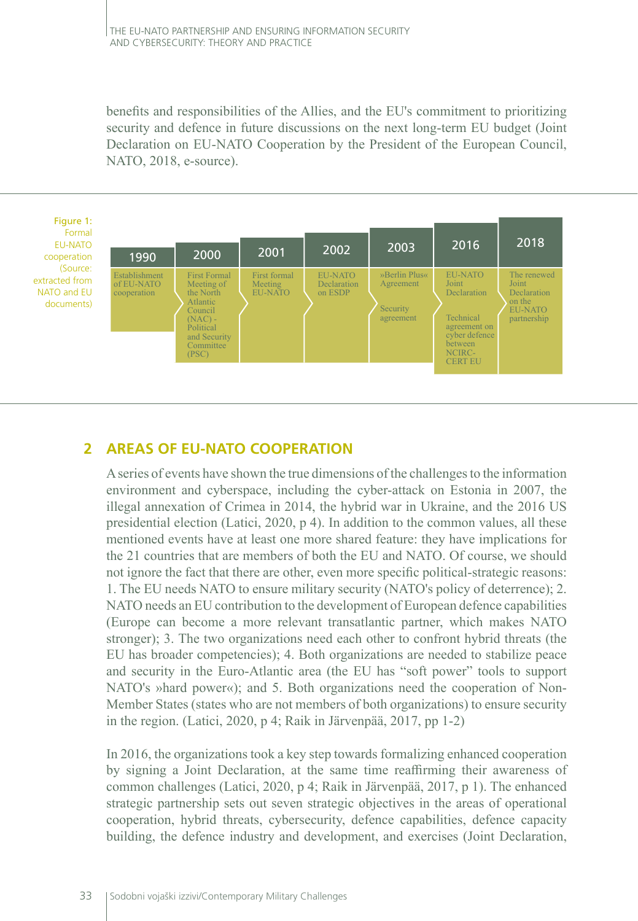benefits and responsibilities of the Allies, and the EU's commitment to prioritizing security and defence in future discussions on the next long-term EU budget (Joint Declaration on EU-NATO Cooperation by the President of the European Council, NATO, 2018, e-source).

Figure 1: Formal EU-NATO cooperation (Source: extracted from NATO and EU documents)

| 1990 | 2000 | 2001 | 2002 | 2003 | 2016 | 2018 |
|---|---|---|---|---|---|---|
| Establishment of EU-NATO cooperation | First Formal Meeting of the North Atlantic Council (NAC) - Political and Security Committee (PSC) | First formal Meeting EU-NATO | EU-NATO Declaration on ESDP | »Berlin Plus« Agreement<br><br>Security agreement | EU-NATO Joint Declaration<br><br>Technical agreement on cyber defence between NCIRC-CERT EU | The renewed Joint Declaration on the EU-NATO partnership |

## 2 AREAS OF EU-NATO COOPERATION

A series of events have shown the true dimensions of the challenges to the information environment and cyberspace, including the cyber-attack on Estonia in 2007, the illegal annexation of Crimea in 2014, the hybrid war in Ukraine, and the 2016 US presidential election (Latici, 2020, p 4). In addition to the common values, all these mentioned events have at least one more shared feature: they have implications for the 21 countries that are members of both the EU and NATO. Of course, we should not ignore the fact that there are other, even more specific political-strategic reasons: 1. The EU needs NATO to ensure military security (NATO's policy of deterrence); 2. NATO needs an EU contribution to the development of European defence capabilities (Europe can become a more relevant transatlantic partner, which makes NATO stronger); 3. The two organizations need each other to confront hybrid threats (the EU has broader competencies); 4. Both organizations are needed to stabilize peace and security in the Euro-Atlantic area (the EU has "soft power" tools to support NATO's »hard power«); and 5. Both organizations need the cooperation of Non-Member States (states who are not members of both organizations) to ensure security in the region. (Latici, 2020, p 4; Raik in Järvenpää, 2017, pp 1-2)

In 2016, the organizations took a key step towards formalizing enhanced cooperation by signing a Joint Declaration, at the same time reaffirming their awareness of common challenges (Latici, 2020, p 4; Raik in Järvenpää, 2017, p 1). The enhanced strategic partnership sets out seven strategic objectives in the areas of operational cooperation, hybrid threats, cybersecurity, defence capabilities, defence capacity building, the defence industry and development, and exercises (Joint Declaration,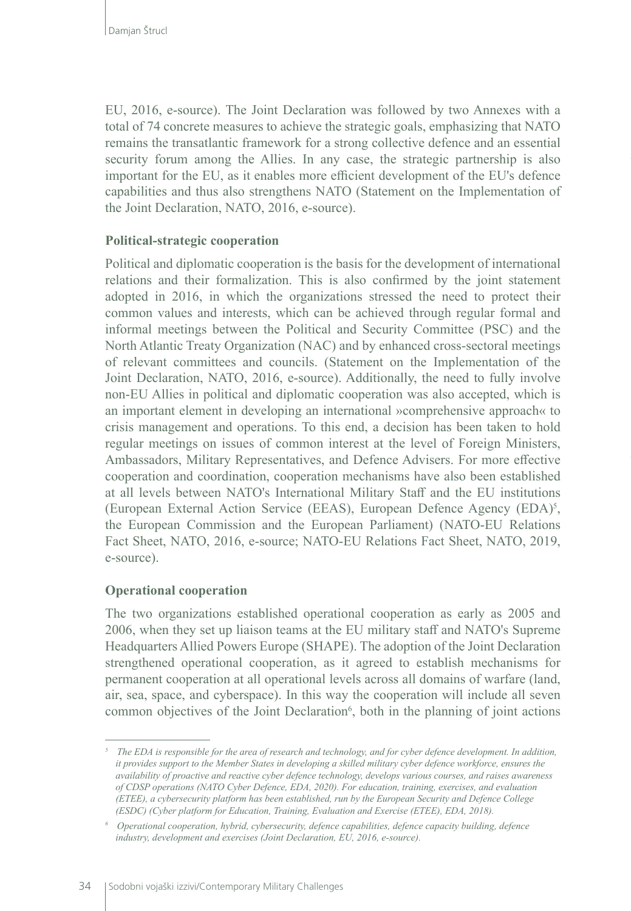EU, 2016, e-source). The Joint Declaration was followed by two Annexes with a total of 74 concrete measures to achieve the strategic goals, emphasizing that NATO remains the transatlantic framework for a strong collective defence and an essential security forum among the Allies. In any case, the strategic partnership is also important for the EU, as it enables more efficient development of the EU's defence capabilities and thus also strengthens NATO (Statement on the Implementation of the Joint Declaration, NATO, 2016, e-source).

**Political-strategic cooperation**

Political and diplomatic cooperation is the basis for the development of international relations and their formalization. This is also confirmed by the joint statement adopted in 2016, in which the organizations stressed the need to protect their common values and interests, which can be achieved through regular formal and informal meetings between the Political and Security Committee (PSC) and the North Atlantic Treaty Organization (NAC) and by enhanced cross-sectoral meetings of relevant committees and councils. (Statement on the Implementation of the Joint Declaration, NATO, 2016, e-source). Additionally, the need to fully involve non-EU Allies in political and diplomatic cooperation was also accepted, which is an important element in developing an international »comprehensive approach« to crisis management and operations. To this end, a decision has been taken to hold regular meetings on issues of common interest at the level of Foreign Ministers, Ambassadors, Military Representatives, and Defence Advisers. For more effective cooperation and coordination, cooperation mechanisms have also been established at all levels between NATO's International Military Staff and the EU institutions (European External Action Service (EEAS), European Defence Agency (EDA)[5], the European Commission and the European Parliament) (NATO-EU Relations Fact Sheet, NATO, 2016, e-source; NATO-EU Relations Fact Sheet, NATO, 2019, e-source).

**Operational cooperation**

The two organizations established operational cooperation as early as 2005 and 2006, when they set up liaison teams at the EU military staff and NATO's Supreme Headquarters Allied Powers Europe (SHAPE). The adoption of the Joint Declaration strengthened operational cooperation, as it agreed to establish mechanisms for permanent cooperation at all operational levels across all domains of warfare (land, air, sea, space, and cyberspace). In this way the cooperation will include all seven common objectives of the Joint Declaration[6], both in the planning of joint actions

---

[5] *The EDA is responsible for the area of research and technology, and for cyber defence development. In addition, it provides support to the Member States in developing a skilled military cyber defence workforce, ensures the availability of proactive and reactive cyber defence technology, develops various courses, and raises awareness of CDSP operations (NATO Cyber Defence, EDA, 2020). For education, training, exercises, and evaluation (ETEE), a cybersecurity platform has been established, run by the European Security and Defence College (ESDC) (Cyber platform for Education, Training, Evaluation and Exercise (ETEE), EDA, 2018).*

[6] *Operational cooperation, hybrid, cybersecurity, defence capabilities, defence capacity building, defence industry, development and exercises (Joint Declaration, EU, 2016, e-source).*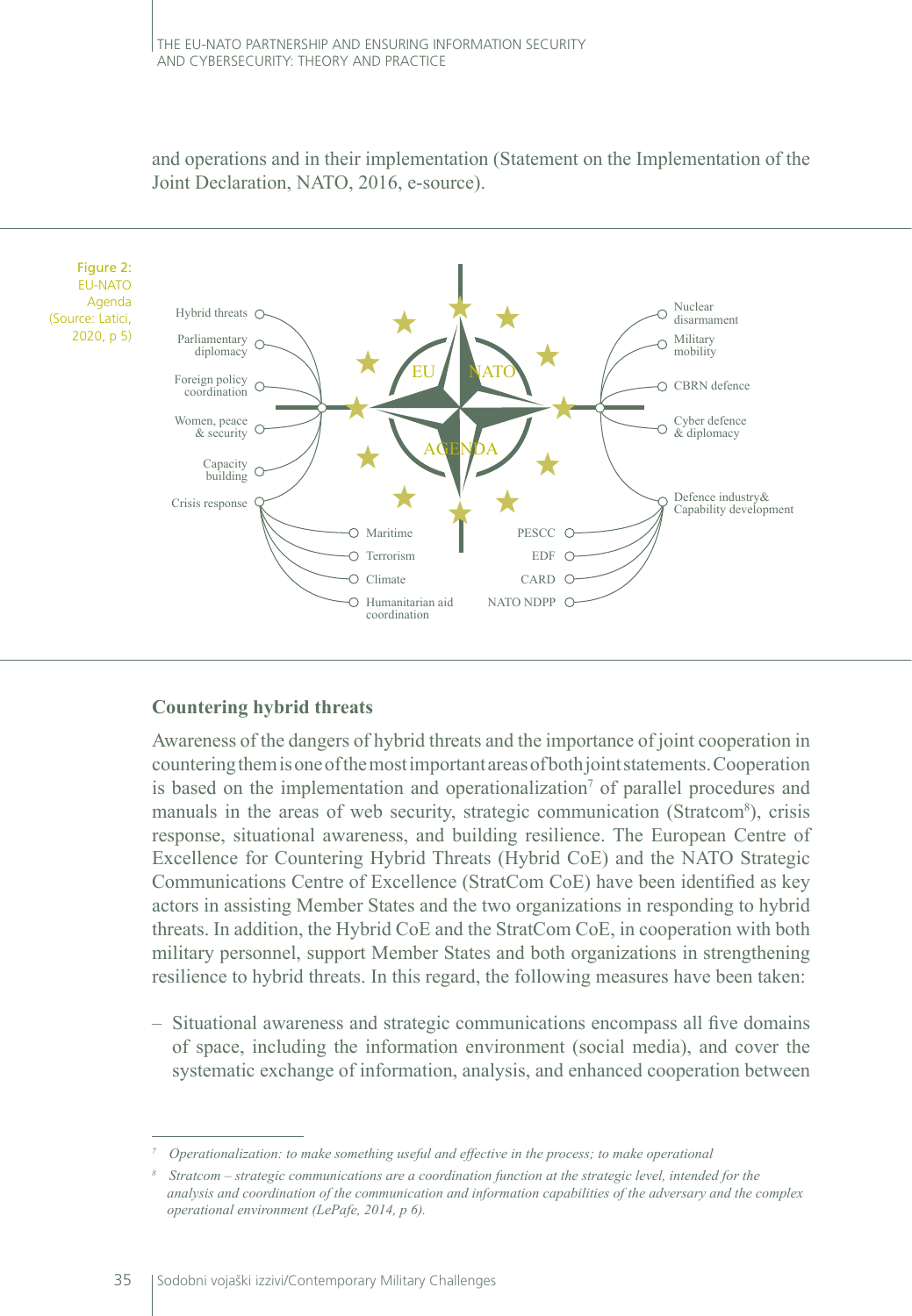and operations and in their implementation (Statement on the Implementation of the Joint Declaration, NATO, 2016, e-source).

Figure 2: EU-NATO Agenda (Source: Latici, 2020, p 5)

EU NATO AGENDA

Hybrid threats
Parliamentary diplomacy
Foreign policy coordination
Women, peace & security
Capacity building
Crisis response

Maritime
Terrorism
Climate
Humanitarian aid coordination

Nuclear disarmament
Military mobility
CBRN defence
Cyber defence & diplomacy
Defence industry& Capability development

PESCC
EDF
CARD
NATO NDPP

## Countering hybrid threats

Awareness of the dangers of hybrid threats and the importance of joint cooperation in countering them is one of the most important areas of both joint statements. Cooperation is based on the implementation and operationalization[7] of parallel procedures and manuals in the areas of web security, strategic communication (Stratcom[8]), crisis response, situational awareness, and building resilience. The European Centre of Excellence for Countering Hybrid Threats (Hybrid CoE) and the NATO Strategic Communications Centre of Excellence (StratCom CoE) have been identified as key actors in assisting Member States and the two organizations in responding to hybrid threats. In addition, the Hybrid CoE and the StratCom CoE, in cooperation with both military personnel, support Member States and both organizations in strengthening resilience to hybrid threats. In this regard, the following measures have been taken:

– Situational awareness and strategic communications encompass all five domains of space, including the information environment (social media), and cover the systematic exchange of information, analysis, and enhanced cooperation between

---

[7] *Operationalization: to make something useful and effective in the process; to make operational*

[8] *Stratcom – strategic communications are a coordination function at the strategic level, intended for the analysis and coordination of the communication and information capabilities of the adversary and the complex operational environment (LePafe, 2014, p 6).*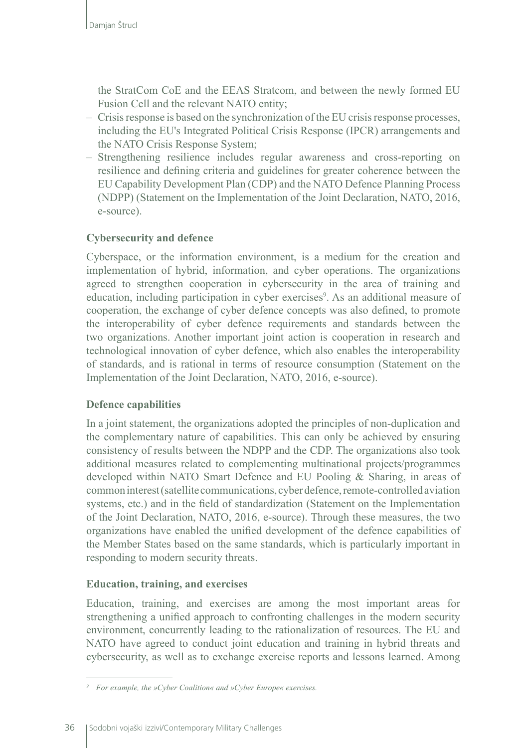the StratCom CoE and the EEAS Stratcom, and between the newly formed EU Fusion Cell and the relevant NATO entity;

- Crisis response is based on the synchronization of the EU crisis response processes, including the EU's Integrated Political Crisis Response (IPCR) arrangements and the NATO Crisis Response System;
- Strengthening resilience includes regular awareness and cross-reporting on resilience and defining criteria and guidelines for greater coherence between the EU Capability Development Plan (CDP) and the NATO Defence Planning Process (NDPP) (Statement on the Implementation of the Joint Declaration, NATO, 2016, e-source).

**Cybersecurity and defence**

Cyberspace, or the information environment, is a medium for the creation and implementation of hybrid, information, and cyber operations. The organizations agreed to strengthen cooperation in cybersecurity in the area of training and education, including participation in cyber exercises[9]. As an additional measure of cooperation, the exchange of cyber defence concepts was also defined, to promote the interoperability of cyber defence requirements and standards between the two organizations. Another important joint action is cooperation in research and technological innovation of cyber defence, which also enables the interoperability of standards, and is rational in terms of resource consumption (Statement on the Implementation of the Joint Declaration, NATO, 2016, e-source).

**Defence capabilities**

In a joint statement, the organizations adopted the principles of non-duplication and the complementary nature of capabilities. This can only be achieved by ensuring consistency of results between the NDPP and the CDP. The organizations also took additional measures related to complementing multinational projects/programmes developed within NATO Smart Defence and EU Pooling & Sharing, in areas of common interest (satellite communications, cyber defence, remote-controlled aviation systems, etc.) and in the field of standardization (Statement on the Implementation of the Joint Declaration, NATO, 2016, e-source). Through these measures, the two organizations have enabled the unified development of the defence capabilities of the Member States based on the same standards, which is particularly important in responding to modern security threats.

**Education, training, and exercises**

Education, training, and exercises are among the most important areas for strengthening a unified approach to confronting challenges in the modern security environment, concurrently leading to the rationalization of resources. The EU and NATO have agreed to conduct joint education and training in hybrid threats and cybersecurity, as well as to exchange exercise reports and lessons learned. Among

[9] *For example, the »Cyber Coalition« and »Cyber Europe« exercises.*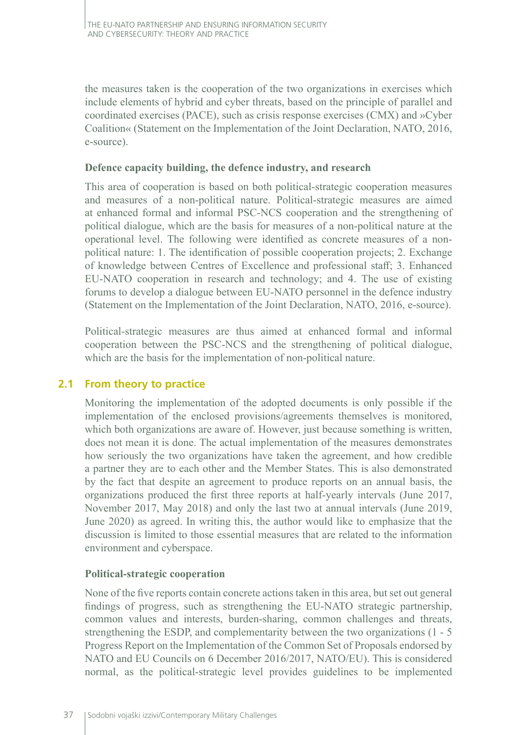the measures taken is the cooperation of the two organizations in exercises which include elements of hybrid and cyber threats, based on the principle of parallel and coordinated exercises (PACE), such as crisis response exercises (CMX) and »Cyber Coalition« (Statement on the Implementation of the Joint Declaration, NATO, 2016, e-source).

**Defence capacity building, the defence industry, and research**

This area of cooperation is based on both political-strategic cooperation measures and measures of a non-political nature. Political-strategic measures are aimed at enhanced formal and informal PSC-NCS cooperation and the strengthening of political dialogue, which are the basis for measures of a non-political nature at the operational level. The following were identified as concrete measures of a non-political nature: 1. The identification of possible cooperation projects; 2. Exchange of knowledge between Centres of Excellence and professional staff; 3. Enhanced EU-NATO cooperation in research and technology; and 4. The use of existing forums to develop a dialogue between EU-NATO personnel in the defence industry (Statement on the Implementation of the Joint Declaration, NATO, 2016, e-source).

Political-strategic measures are thus aimed at enhanced formal and informal cooperation between the PSC-NCS and the strengthening of political dialogue, which are the basis for the implementation of non-political nature.

## 2.1 From theory to practice

Monitoring the implementation of the adopted documents is only possible if the implementation of the enclosed provisions/agreements themselves is monitored, which both organizations are aware of. However, just because something is written, does not mean it is done. The actual implementation of the measures demonstrates how seriously the two organizations have taken the agreement, and how credible a partner they are to each other and the Member States. This is also demonstrated by the fact that despite an agreement to produce reports on an annual basis, the organizations produced the first three reports at half-yearly intervals (June 2017, November 2017, May 2018) and only the last two at annual intervals (June 2019, June 2020) as agreed. In writing this, the author would like to emphasize that the discussion is limited to those essential measures that are related to the information environment and cyberspace.

**Political-strategic cooperation**

None of the five reports contain concrete actions taken in this area, but set out general findings of progress, such as strengthening the EU-NATO strategic partnership, common values and interests, burden-sharing, common challenges and threats, strengthening the ESDP, and complementarity between the two organizations (1 - 5 Progress Report on the Implementation of the Common Set of Proposals endorsed by NATO and EU Councils on 6 December 2016/2017, NATO/EU). This is considered normal, as the political-strategic level provides guidelines to be implemented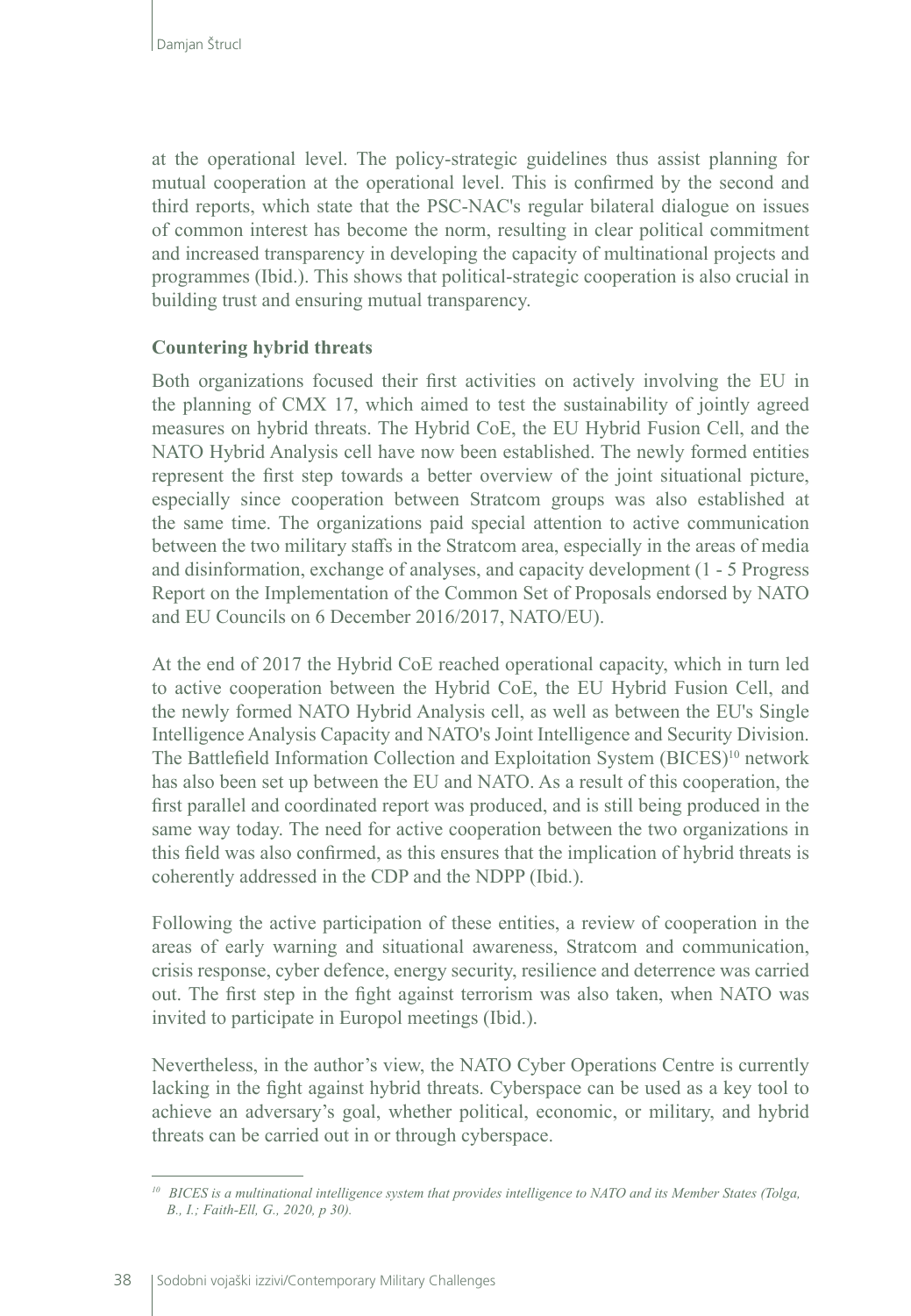at the operational level. The policy-strategic guidelines thus assist planning for mutual cooperation at the operational level. This is confirmed by the second and third reports, which state that the PSC-NAC's regular bilateral dialogue on issues of common interest has become the norm, resulting in clear political commitment and increased transparency in developing the capacity of multinational projects and programmes (Ibid.). This shows that political-strategic cooperation is also crucial in building trust and ensuring mutual transparency.

**Countering hybrid threats**

Both organizations focused their first activities on actively involving the EU in the planning of CMX 17, which aimed to test the sustainability of jointly agreed measures on hybrid threats. The Hybrid CoE, the EU Hybrid Fusion Cell, and the NATO Hybrid Analysis cell have now been established. The newly formed entities represent the first step towards a better overview of the joint situational picture, especially since cooperation between Stratcom groups was also established at the same time. The organizations paid special attention to active communication between the two military staffs in the Stratcom area, especially in the areas of media and disinformation, exchange of analyses, and capacity development (1 - 5 Progress Report on the Implementation of the Common Set of Proposals endorsed by NATO and EU Councils on 6 December 2016/2017, NATO/EU).

At the end of 2017 the Hybrid CoE reached operational capacity, which in turn led to active cooperation between the Hybrid CoE, the EU Hybrid Fusion Cell, and the newly formed NATO Hybrid Analysis cell, as well as between the EU's Single Intelligence Analysis Capacity and NATO's Joint Intelligence and Security Division. The Battlefield Information Collection and Exploitation System (BICES)[10] network has also been set up between the EU and NATO. As a result of this cooperation, the first parallel and coordinated report was produced, and is still being produced in the same way today. The need for active cooperation between the two organizations in this field was also confirmed, as this ensures that the implication of hybrid threats is coherently addressed in the CDP and the NDPP (Ibid.).

Following the active participation of these entities, a review of cooperation in the areas of early warning and situational awareness, Stratcom and communication, crisis response, cyber defence, energy security, resilience and deterrence was carried out. The first step in the fight against terrorism was also taken, when NATO was invited to participate in Europol meetings (Ibid.).

Nevertheless, in the author's view, the NATO Cyber Operations Centre is currently lacking in the fight against hybrid threats. Cyberspace can be used as a key tool to achieve an adversary's goal, whether political, economic, or military, and hybrid threats can be carried out in or through cyberspace.

[10] *BICES is a multinational intelligence system that provides intelligence to NATO and its Member States (Tolga, B., I.; Faith-Ell, G., 2020, p 30).*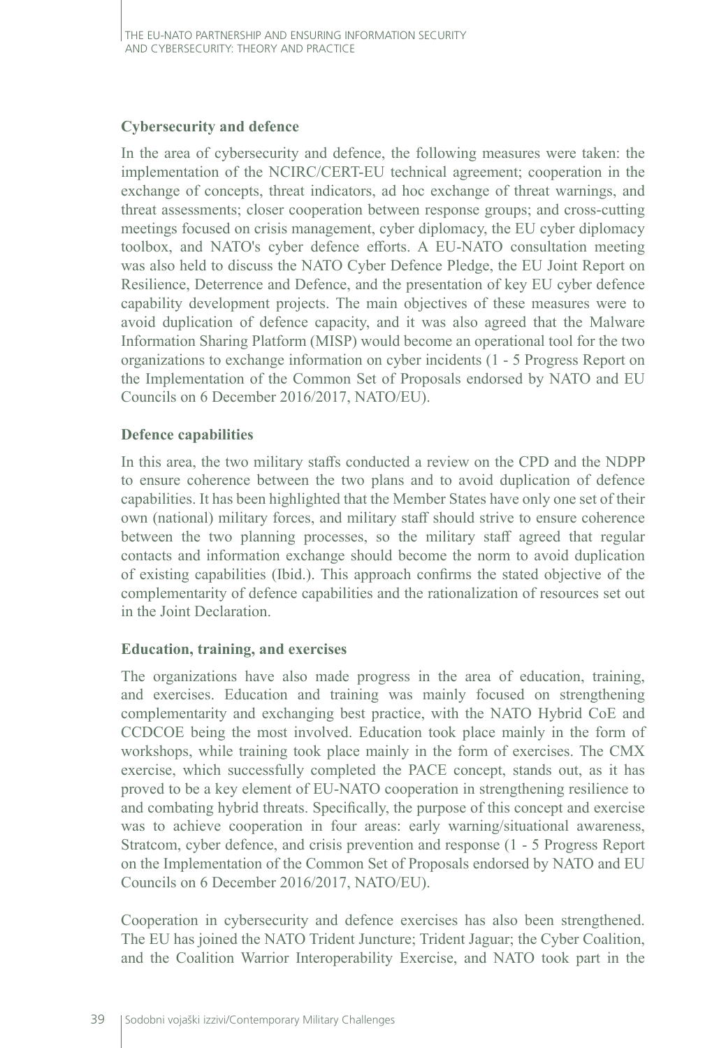**Cybersecurity and defence**

In the area of cybersecurity and defence, the following measures were taken: the implementation of the NCIRC/CERT-EU technical agreement; cooperation in the exchange of concepts, threat indicators, ad hoc exchange of threat warnings, and threat assessments; closer cooperation between response groups; and cross-cutting meetings focused on crisis management, cyber diplomacy, the EU cyber diplomacy toolbox, and NATO's cyber defence efforts. A EU-NATO consultation meeting was also held to discuss the NATO Cyber Defence Pledge, the EU Joint Report on Resilience, Deterrence and Defence, and the presentation of key EU cyber defence capability development projects. The main objectives of these measures were to avoid duplication of defence capacity, and it was also agreed that the Malware Information Sharing Platform (MISP) would become an operational tool for the two organizations to exchange information on cyber incidents (1 - 5 Progress Report on the Implementation of the Common Set of Proposals endorsed by NATO and EU Councils on 6 December 2016/2017, NATO/EU).

**Defence capabilities**

In this area, the two military staffs conducted a review on the CPD and the NDPP to ensure coherence between the two plans and to avoid duplication of defence capabilities. It has been highlighted that the Member States have only one set of their own (national) military forces, and military staff should strive to ensure coherence between the two planning processes, so the military staff agreed that regular contacts and information exchange should become the norm to avoid duplication of existing capabilities (Ibid.). This approach confirms the stated objective of the complementarity of defence capabilities and the rationalization of resources set out in the Joint Declaration.

**Education, training, and exercises**

The organizations have also made progress in the area of education, training, and exercises. Education and training was mainly focused on strengthening complementarity and exchanging best practice, with the NATO Hybrid CoE and CCDCOE being the most involved. Education took place mainly in the form of workshops, while training took place mainly in the form of exercises. The CMX exercise, which successfully completed the PACE concept, stands out, as it has proved to be a key element of EU-NATO cooperation in strengthening resilience to and combating hybrid threats. Specifically, the purpose of this concept and exercise was to achieve cooperation in four areas: early warning/situational awareness, Stratcom, cyber defence, and crisis prevention and response (1 - 5 Progress Report on the Implementation of the Common Set of Proposals endorsed by NATO and EU Councils on 6 December 2016/2017, NATO/EU).

Cooperation in cybersecurity and defence exercises has also been strengthened. The EU has joined the NATO Trident Juncture; Trident Jaguar; the Cyber Coalition, and the Coalition Warrior Interoperability Exercise, and NATO took part in the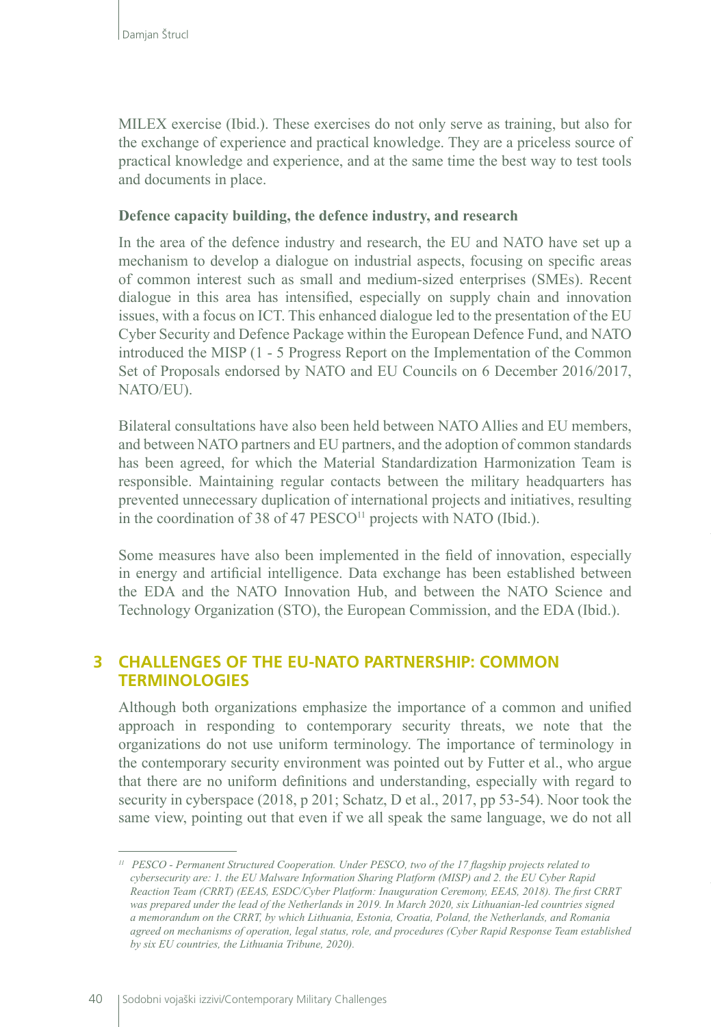MILEX exercise (Ibid.). These exercises do not only serve as training, but also for the exchange of experience and practical knowledge. They are a priceless source of practical knowledge and experience, and at the same time the best way to test tools and documents in place.

**Defence capacity building, the defence industry, and research**

In the area of the defence industry and research, the EU and NATO have set up a mechanism to develop a dialogue on industrial aspects, focusing on specific areas of common interest such as small and medium-sized enterprises (SMEs). Recent dialogue in this area has intensified, especially on supply chain and innovation issues, with a focus on ICT. This enhanced dialogue led to the presentation of the EU Cyber Security and Defence Package within the European Defence Fund, and NATO introduced the MISP (1 - 5 Progress Report on the Implementation of the Common Set of Proposals endorsed by NATO and EU Councils on 6 December 2016/2017, NATO/EU).

Bilateral consultations have also been held between NATO Allies and EU members, and between NATO partners and EU partners, and the adoption of common standards has been agreed, for which the Material Standardization Harmonization Team is responsible. Maintaining regular contacts between the military headquarters has prevented unnecessary duplication of international projects and initiatives, resulting in the coordination of 38 of 47 PESCO[11] projects with NATO (Ibid.).

Some measures have also been implemented in the field of innovation, especially in energy and artificial intelligence. Data exchange has been established between the EDA and the NATO Innovation Hub, and between the NATO Science and Technology Organization (STO), the European Commission, and the EDA (Ibid.).

## 3 CHALLENGES OF THE EU-NATO PARTNERSHIP: COMMON TERMINOLOGIES

Although both organizations emphasize the importance of a common and unified approach in responding to contemporary security threats, we note that the organizations do not use uniform terminology. The importance of terminology in the contemporary security environment was pointed out by Futter et al., who argue that there are no uniform definitions and understanding, especially with regard to security in cyberspace (2018, p 201; Schatz, D et al., 2017, pp 53-54). Noor took the same view, pointing out that even if we all speak the same language, we do not all

---

[11] *PESCO - Permanent Structured Cooperation. Under PESCO, two of the 17 flagship projects related to cybersecurity are: 1. the EU Malware Information Sharing Platform (MISP) and 2. the EU Cyber Rapid Reaction Team (CRRT) (EEAS, ESDC/Cyber Platform: Inauguration Ceremony, EEAS, 2018). The first CRRT was prepared under the lead of the Netherlands in 2019. In March 2020, six Lithuanian-led countries signed a memorandum on the CRRT, by which Lithuania, Estonia, Croatia, Poland, the Netherlands, and Romania agreed on mechanisms of operation, legal status, role, and procedures (Cyber Rapid Response Team established by six EU countries, the Lithuania Tribune, 2020).*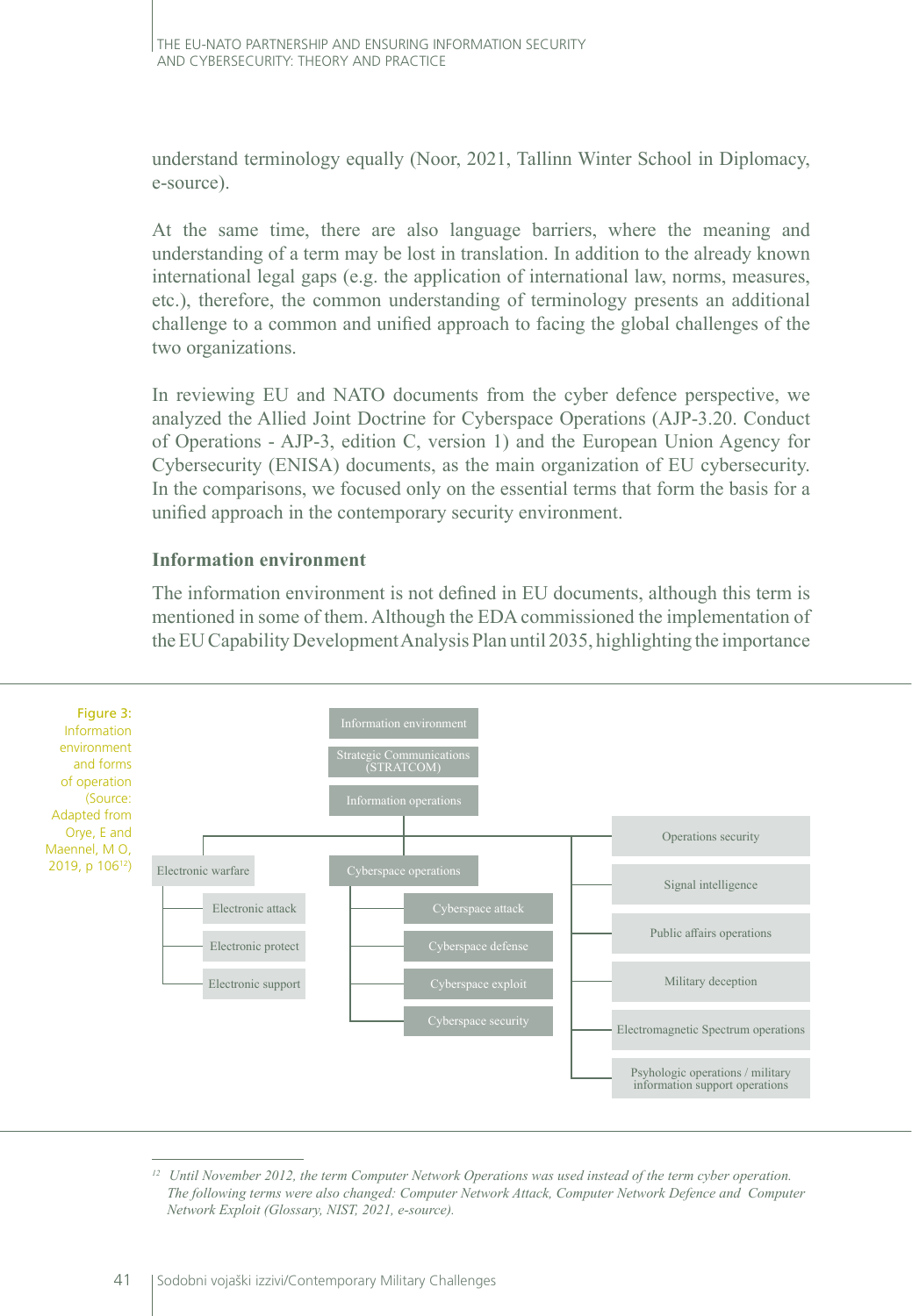understand terminology equally (Noor, 2021, Tallinn Winter School in Diplomacy, e-source).

At the same time, there are also language barriers, where the meaning and understanding of a term may be lost in translation. In addition to the already known international legal gaps (e.g. the application of international law, norms, measures, etc.), therefore, the common understanding of terminology presents an additional challenge to a common and unified approach to facing the global challenges of the two organizations.

In reviewing EU and NATO documents from the cyber defence perspective, we analyzed the Allied Joint Doctrine for Cyberspace Operations (AJP-3.20. Conduct of Operations - AJP-3, edition C, version 1) and the European Union Agency for Cybersecurity (ENISA) documents, as the main organization of EU cybersecurity. In the comparisons, we focused only on the essential terms that form the basis for a unified approach in the contemporary security environment.

### Information environment

The information environment is not defined in EU documents, although this term is mentioned in some of them. Although the EDA commissioned the implementation of the EU Capability Development Analysis Plan until 2035, highlighting the importance

Figure 3: Information environment and forms of operation (Source: Adapted from Orye, E and Maennel, M O, 2019, p 106[12])

- Information environment
- Strategic Communications (STRATCOM)
- Information operations
  - Electronic warfare
    - Electronic attack
    - Electronic protect
    - Electronic support
  - Cyberspace operations
    - Cyberspace attack
    - Cyberspace defense
    - Cyberspace exploit
    - Cyberspace security
  - Operations security
  - Signal intelligence
  - Public affairs operations
  - Military deception
  - Electromagnetic Spectrum operations
  - Psyhologic operations / military information support operations

[12] *Until November 2012, the term Computer Network Operations was used instead of the term cyber operation. The following terms were also changed: Computer Network Attack, Computer Network Defence and Computer Network Exploit (Glossary, NIST, 2021, e-source).*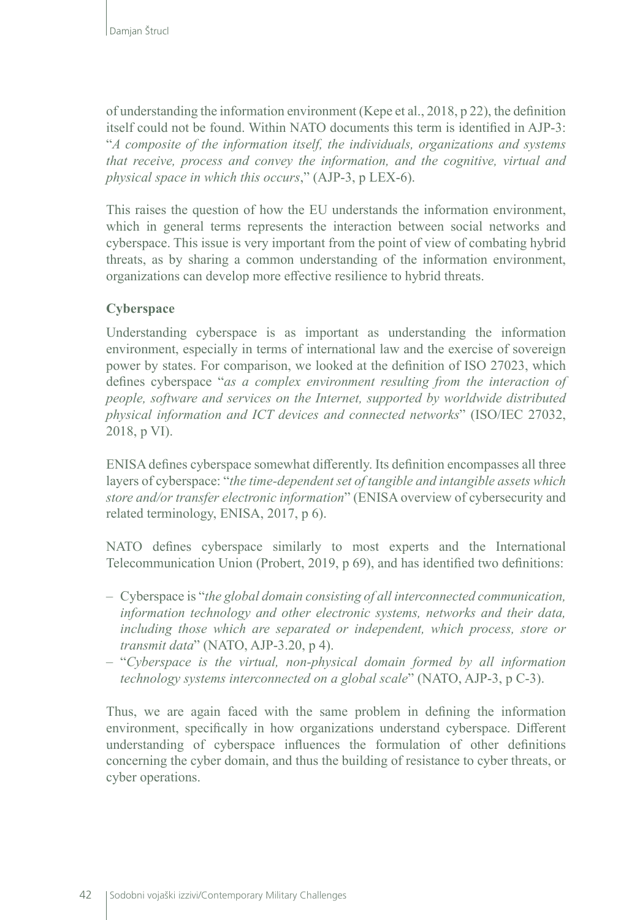of understanding the information environment (Kepe et al., 2018, p 22), the definition itself could not be found. Within NATO documents this term is identified in AJP-3: "*A composite of the information itself, the individuals, organizations and systems that receive, process and convey the information, and the cognitive, virtual and physical space in which this occurs*," (AJP-3, p LEX-6).

This raises the question of how the EU understands the information environment, which in general terms represents the interaction between social networks and cyberspace. This issue is very important from the point of view of combating hybrid threats, as by sharing a common understanding of the information environment, organizations can develop more effective resilience to hybrid threats.

**Cyberspace**

Understanding cyberspace is as important as understanding the information environment, especially in terms of international law and the exercise of sovereign power by states. For comparison, we looked at the definition of ISO 27023, which defines cyberspace "*as a complex environment resulting from the interaction of people, software and services on the Internet, supported by worldwide distributed physical information and ICT devices and connected networks*" (ISO/IEC 27032, 2018, p VI).

ENISA defines cyberspace somewhat differently. Its definition encompasses all three layers of cyberspace: "*the time-dependent set of tangible and intangible assets which store and/or transfer electronic information*" (ENISA overview of cybersecurity and related terminology, ENISA, 2017, p 6).

NATO defines cyberspace similarly to most experts and the International Telecommunication Union (Probert, 2019, p 69), and has identified two definitions:

– Cyberspace is "*the global domain consisting of all interconnected communication, information technology and other electronic systems, networks and their data, including those which are separated or independent, which process, store or transmit data*" (NATO, AJP-3.20, p 4).
– "*Cyberspace is the virtual, non-physical domain formed by all information technology systems interconnected on a global scale*" (NATO, AJP-3, p C-3).

Thus, we are again faced with the same problem in defining the information environment, specifically in how organizations understand cyberspace. Different understanding of cyberspace influences the formulation of other definitions concerning the cyber domain, and thus the building of resistance to cyber threats, or cyber operations.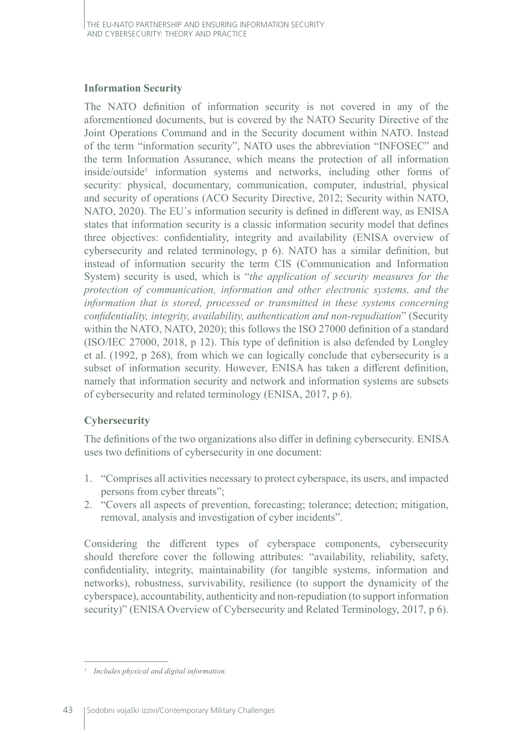### Information Security

The NATO definition of information security is not covered in any of the aforementioned documents, but is covered by the NATO Security Directive of the Joint Operations Command and in the Security document within NATO. Instead of the term "information security", NATO uses the abbreviation "INFOSEC" and the term Information Assurance, which means the protection of all information inside/outside[1] information systems and networks, including other forms of security: physical, documentary, communication, computer, industrial, physical and security of operations (ACO Security Directive, 2012; Security within NATO, NATO, 2020). The EU´s information security is defined in different way, as ENISA states that information security is a classic information security model that defines three objectives: confidentiality, integrity and availability (ENISA overview of cybersecurity and related terminology, p 6). NATO has a similar definition, but instead of information security the term CIS (Communication and Information System) security is used, which is "*the application of security measures for the protection of communication, information and other electronic systems, and the information that is stored, processed or transmitted in these systems concerning confidentiality, integrity, availability, authentication and non-repudiation*" (Security within the NATO, NATO, 2020); this follows the ISO 27000 definition of a standard (ISO/IEC 27000, 2018, p 12). This type of definition is also defended by Longley et al. (1992, p 268), from which we can logically conclude that cybersecurity is a subset of information security. However, ENISA has taken a different definition, namely that information security and network and information systems are subsets of cybersecurity and related terminology (ENISA, 2017, p 6).

### Cybersecurity

The definitions of the two organizations also differ in defining cybersecurity. ENISA uses two definitions of cybersecurity in one document:

1. "Comprises all activities necessary to protect cyberspace, its users, and impacted persons from cyber threats";
2. "Covers all aspects of prevention, forecasting; tolerance; detection; mitigation, removal, analysis and investigation of cyber incidents".

Considering the different types of cyberspace components, cybersecurity should therefore cover the following attributes: "availability, reliability, safety, confidentiality, integrity, maintainability (for tangible systems, information and networks), robustness, survivability, resilience (to support the dynamicity of the cyberspace), accountability, authenticity and non-repudiation (to support information security)" (ENISA Overview of Cybersecurity and Related Terminology, 2017, p 6).

---

[1] *Includes physical and digital information.*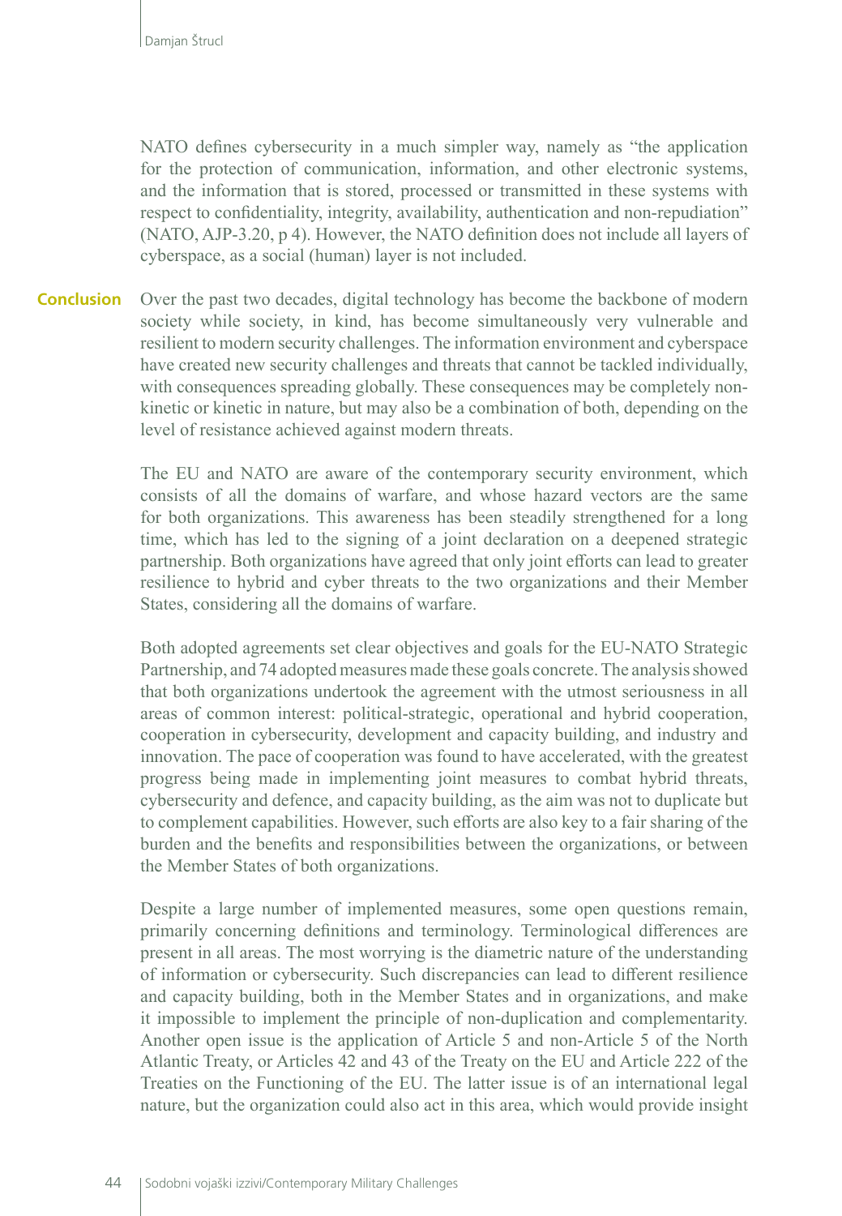NATO defines cybersecurity in a much simpler way, namely as "the application for the protection of communication, information, and other electronic systems, and the information that is stored, processed or transmitted in these systems with respect to confidentiality, integrity, availability, authentication and non-repudiation" (NATO, AJP-3.20, p 4). However, the NATO definition does not include all layers of cyberspace, as a social (human) layer is not included.

## Conclusion

Over the past two decades, digital technology has become the backbone of modern society while society, in kind, has become simultaneously very vulnerable and resilient to modern security challenges. The information environment and cyberspace have created new security challenges and threats that cannot be tackled individually, with consequences spreading globally. These consequences may be completely non-kinetic or kinetic in nature, but may also be a combination of both, depending on the level of resistance achieved against modern threats.

The EU and NATO are aware of the contemporary security environment, which consists of all the domains of warfare, and whose hazard vectors are the same for both organizations. This awareness has been steadily strengthened for a long time, which has led to the signing of a joint declaration on a deepened strategic partnership. Both organizations have agreed that only joint efforts can lead to greater resilience to hybrid and cyber threats to the two organizations and their Member States, considering all the domains of warfare.

Both adopted agreements set clear objectives and goals for the EU-NATO Strategic Partnership, and 74 adopted measures made these goals concrete. The analysis showed that both organizations undertook the agreement with the utmost seriousness in all areas of common interest: political-strategic, operational and hybrid cooperation, cooperation in cybersecurity, development and capacity building, and industry and innovation. The pace of cooperation was found to have accelerated, with the greatest progress being made in implementing joint measures to combat hybrid threats, cybersecurity and defence, and capacity building, as the aim was not to duplicate but to complement capabilities. However, such efforts are also key to a fair sharing of the burden and the benefits and responsibilities between the organizations, or between the Member States of both organizations.

Despite a large number of implemented measures, some open questions remain, primarily concerning definitions and terminology. Terminological differences are present in all areas. The most worrying is the diametric nature of the understanding of information or cybersecurity. Such discrepancies can lead to different resilience and capacity building, both in the Member States and in organizations, and make it impossible to implement the principle of non-duplication and complementarity. Another open issue is the application of Article 5 and non-Article 5 of the North Atlantic Treaty, or Articles 42 and 43 of the Treaty on the EU and Article 222 of the Treaties on the Functioning of the EU. The latter issue is of an international legal nature, but the organization could also act in this area, which would provide insight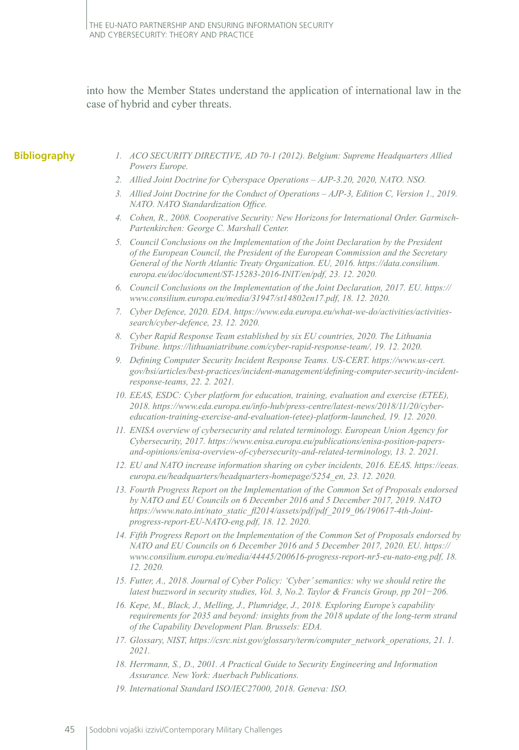into how the Member States understand the application of international law in the case of hybrid and cyber threats.

## Bibliography

1. *ACO SECURITY DIRECTIVE, AD 70-1 (2012). Belgium: Supreme Headquarters Allied Powers Europe.*
2. *Allied Joint Doctrine for Cyberspace Operations – AJP-3.20, 2020, NATO. NSO.*
3. *Allied Joint Doctrine for the Conduct of Operations – AJP-3, Edition C, Version 1., 2019. NATO. NATO Standardization Office.*
4. *Cohen, R., 2008. Cooperative Security: New Horizons for International Order. Garmisch-Partenkirchen: George C. Marshall Center.*
5. *Council Conclusions on the Implementation of the Joint Declaration by the President of the European Council, the President of the European Commission and the Secretary General of the North Atlantic Treaty Organization. EU, 2016. https://data.consilium.europa.eu/doc/document/ST-15283-2016-INIT/en/pdf, 23. 12. 2020.*
6. *Council Conclusions on the Implementation of the Joint Declaration, 2017. EU. https://www.consilium.europa.eu/media/31947/st14802en17.pdf, 18. 12. 2020.*
7. *Cyber Defence, 2020. EDA. https://www.eda.europa.eu/what-we-do/activities/activities-search/cyber-defence, 23. 12. 2020.*
8. *Cyber Rapid Response Team established by six EU countries, 2020. The Lithuania Tribune. https://lithuaniatribune.com/cyber-rapid-response-team/, 19. 12. 2020.*
9. *Defining Computer Security Incident Response Teams. US-CERT. https://www.us-cert.gov/bsi/articles/best-practices/incident-management/defining-computer-security-incident-response-teams, 22. 2. 2021.*
10. *EEAS, ESDC: Cyber platform for education, training, evaluation and exercise (ETEE), 2018. https://www.eda.europa.eu/info-hub/press-centre/latest-news/2018/11/20/cyber-education-training-exercise-and-evaluation-(etee)-platform-launched, 19. 12. 2020.*
11. *ENISA overview of cybersecurity and related terminology. European Union Agency for Cybersecurity, 2017. https://www.enisa.europa.eu/publications/enisa-position-papers-and-opinions/enisa-overview-of-cybersecurity-and-related-terminology, 13. 2. 2021.*
12. *EU and NATO increase information sharing on cyber incidents, 2016. EEAS. https://eeas.europa.eu/headquarters/headquarters-homepage/5254_en, 23. 12. 2020.*
13. *Fourth Progress Report on the Implementation of the Common Set of Proposals endorsed by NATO and EU Councils on 6 December 2016 and 5 December 2017, 2019. NATO https://www.nato.int/nato_static_fl2014/assets/pdf/pdf_2019_06/190617-4th-Joint-progress-report-EU-NATO-eng.pdf, 18. 12. 2020.*
14. *Fifth Progress Report on the Implementation of the Common Set of Proposals endorsed by NATO and EU Councils on 6 December 2016 and 5 December 2017, 2020. EU. https://www.consilium.europa.eu/media/44445/200616-progress-report-nr5-eu-nato-eng.pdf, 18. 12. 2020.*
15. *Futter, A., 2018. Journal of Cyber Policy: 'Cyber' semantics: why we should retire the latest buzzword in security studies, Vol. 3, No.2. Taylor & Francis Group, pp 201−206.*
16. *Kepe, M., Black, J., Melling, J., Plumridge, J., 2018. Exploring Europe's capability requirements for 2035 and beyond: insights from the 2018 update of the long-term strand of the Capability Development Plan. Brussels: EDA.*
17. *Glossary, NIST, https://csrc.nist.gov/glossary/term/computer_network_operations, 21. 1. 2021.*
18. *Herrmann, S., D., 2001. A Practical Guide to Security Engineering and Information Assurance. New York: Auerbach Publications.*
19. *International Standard ISO/IEC27000, 2018. Geneva: ISO.*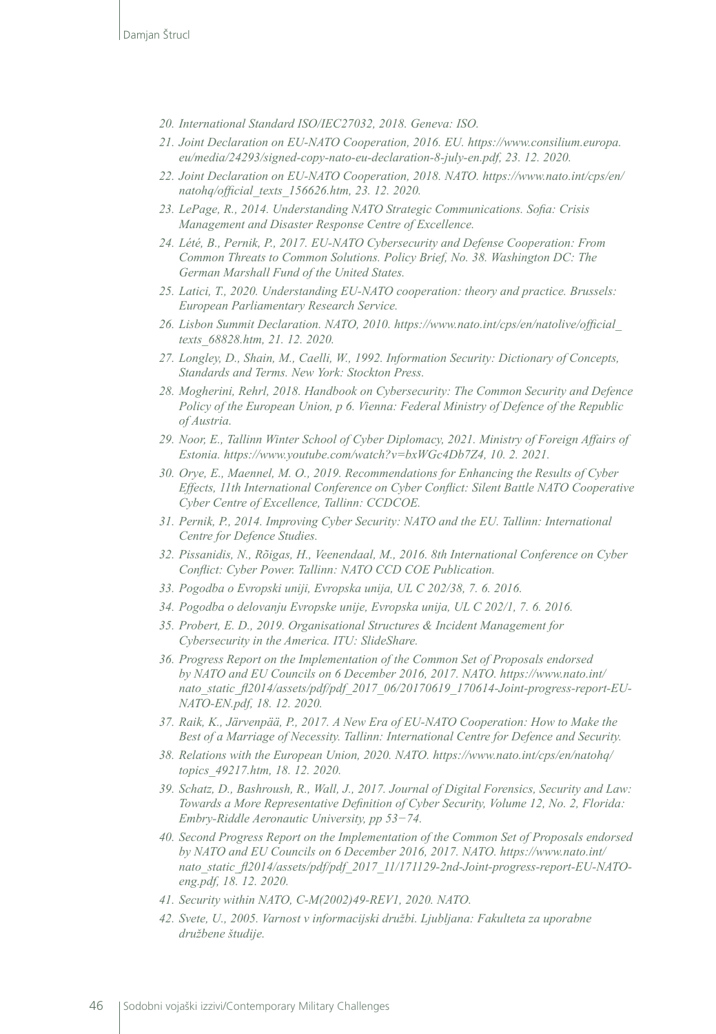20. *International Standard ISO/IEC27032, 2018. Geneva: ISO.*
21. *Joint Declaration on EU-NATO Cooperation, 2016. EU. https://www.consilium.europa.eu/media/24293/signed-copy-nato-eu-declaration-8-july-en.pdf, 23. 12. 2020.*
22. *Joint Declaration on EU-NATO Cooperation, 2018. NATO. https://www.nato.int/cps/en/natohq/official_texts_156626.htm, 23. 12. 2020.*
23. *LePage, R., 2014. Understanding NATO Strategic Communications. Sofia: Crisis Management and Disaster Response Centre of Excellence.*
24. *Lété, B., Pernik, P., 2017. EU-NATO Cybersecurity and Defense Cooperation: From Common Threats to Common Solutions. Policy Brief, No. 38. Washington DC: The German Marshall Fund of the United States.*
25. *Latici, T., 2020. Understanding EU-NATO cooperation: theory and practice. Brussels: European Parliamentary Research Service.*
26. *Lisbon Summit Declaration. NATO, 2010. https://www.nato.int/cps/en/natolive/official_texts_68828.htm, 21. 12. 2020.*
27. *Longley, D., Shain, M., Caelli, W., 1992. Information Security: Dictionary of Concepts, Standards and Terms. New York: Stockton Press.*
28. *Mogherini, Rehrl, 2018. Handbook on Cybersecurity: The Common Security and Defence Policy of the European Union, p 6. Vienna: Federal Ministry of Defence of the Republic of Austria.*
29. *Noor, E., Tallinn Winter School of Cyber Diplomacy, 2021. Ministry of Foreign Affairs of Estonia. https://www.youtube.com/watch?v=bxWGc4Db7Z4, 10. 2. 2021.*
30. *Orye, E., Maennel, M. O., 2019. Recommendations for Enhancing the Results of Cyber Effects, 11th International Conference on Cyber Conflict: Silent Battle NATO Cooperative Cyber Centre of Excellence, Tallinn: CCDCOE.*
31. *Pernik, P., 2014. Improving Cyber Security: NATO and the EU. Tallinn: International Centre for Defence Studies.*
32. *Pissanidis, N., Rõigas, H., Veenendaal, M., 2016. 8th International Conference on Cyber Conflict: Cyber Power. Tallinn: NATO CCD COE Publication.*
33. *Pogodba o Evropski uniji, Evropska unija, UL C 202/38, 7. 6. 2016.*
34. *Pogodba o delovanju Evropske unije, Evropska unija, UL C 202/1, 7. 6. 2016.*
35. *Probert, E. D., 2019. Organisational Structures & Incident Management for Cybersecurity in the America. ITU: SlideShare.*
36. *Progress Report on the Implementation of the Common Set of Proposals endorsed by NATO and EU Councils on 6 December 2016, 2017. NATO. https://www.nato.int/nato_static_fl2014/assets/pdf/pdf_2017_06/20170619_170614-Joint-progress-report-EU-NATO-EN.pdf, 18. 12. 2020.*
37. *Raik, K., Järvenpää, P., 2017. A New Era of EU-NATO Cooperation: How to Make the Best of a Marriage of Necessity. Tallinn: International Centre for Defence and Security.*
38. *Relations with the European Union, 2020. NATO. https://www.nato.int/cps/en/natohq/topics_49217.htm, 18. 12. 2020.*
39. *Schatz, D., Bashroush, R., Wall, J., 2017. Journal of Digital Forensics, Security and Law: Towards a More Representative Definition of Cyber Security, Volume 12, No. 2, Florida: Embry-Riddle Aeronautic University, pp 53−74.*
40. *Second Progress Report on the Implementation of the Common Set of Proposals endorsed by NATO and EU Councils on 6 December 2016, 2017. NATO. https://www.nato.int/nato_static_fl2014/assets/pdf/pdf_2017_11/171129-2nd-Joint-progress-report-EU-NATO-eng.pdf, 18. 12. 2020.*
41. *Security within NATO, C-M(2002)49-REV1, 2020. NATO.*
42. *Svete, U., 2005. Varnost v informacijski družbi. Ljubljana: Fakulteta za uporabne družbene študije.*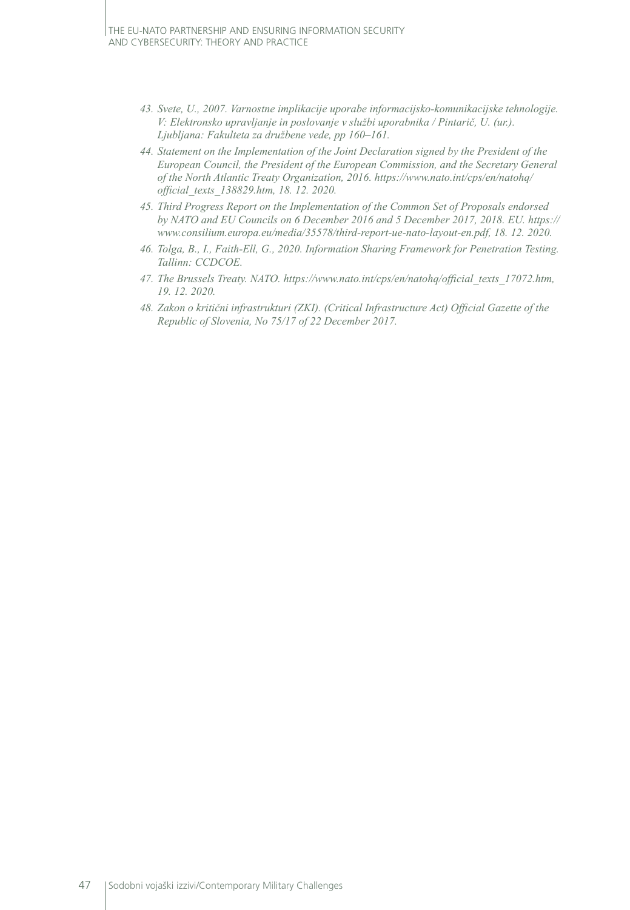43. *Svete, U., 2007. Varnostne implikacije uporabe informacijsko-komunikacijske tehnologije. V: Elektronsko upravljanje in poslovanje v službi uporabnika / Pintarič, U. (ur.). Ljubljana: Fakulteta za družbene vede, pp 160–161.*
44. *Statement on the Implementation of the Joint Declaration signed by the President of the European Council, the President of the European Commission, and the Secretary General of the North Atlantic Treaty Organization, 2016. https://www.nato.int/cps/en/natohq/official_texts_138829.htm, 18. 12. 2020.*
45. *Third Progress Report on the Implementation of the Common Set of Proposals endorsed by NATO and EU Councils on 6 December 2016 and 5 December 2017, 2018. EU. https://www.consilium.europa.eu/media/35578/third-report-ue-nato-layout-en.pdf, 18. 12. 2020.*
46. *Tolga, B., I., Faith-Ell, G., 2020. Information Sharing Framework for Penetration Testing. Tallinn: CCDCOE.*
47. *The Brussels Treaty. NATO. https://www.nato.int/cps/en/natohq/official_texts_17072.htm, 19. 12. 2020.*
48. *Zakon o kritični infrastrukturi (ZKI). (Critical Infrastructure Act) Official Gazette of the Republic of Slovenia, No 75/17 of 22 December 2017.*